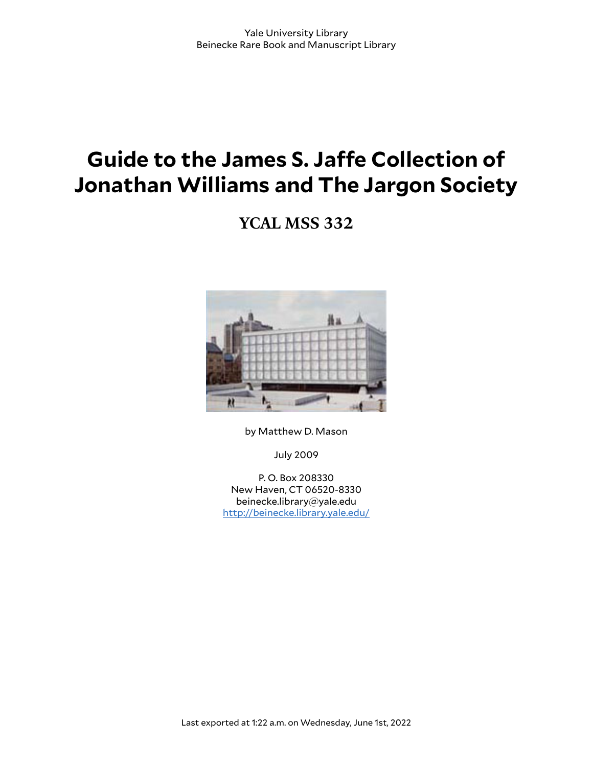Yale University Library
Beinecke Rare Book and Manuscript Library

# Guide to the James S. Jaffe Collection of Jonathan Williams and The Jargon Society

## YCAL MSS 332

by Matthew D. Mason

July 2009

P. O. Box 208330
New Haven, CT 06520-8330
beinecke.library@yale.edu
http://beinecke.library.yale.edu/

Last exported at 1:22 a.m. on Wednesday, June 1st, 2022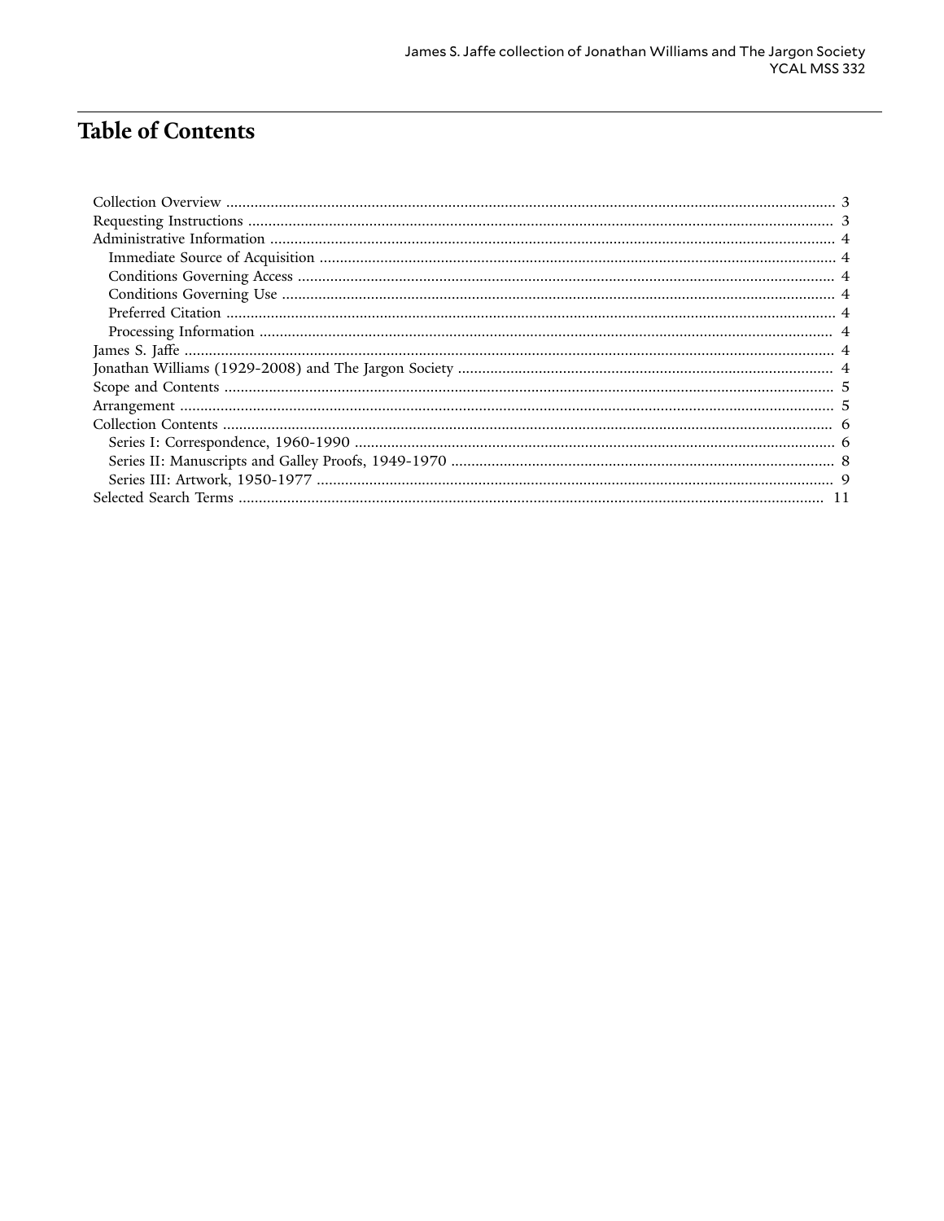# Table of Contents

- Collection Overview ... 3
- Requesting Instructions ... 3
- Administrative Information ... 4
  - Immediate Source of Acquisition ... 4
  - Conditions Governing Access ... 4
  - Conditions Governing Use ... 4
  - Preferred Citation ... 4
  - Processing Information ... 4
- James S. Jaffe ... 4
- Jonathan Williams (1929-2008) and The Jargon Society ... 4
- Scope and Contents ... 5
- Arrangement ... 5
- Collection Contents ... 6
  - Series I: Correspondence, 1960-1990 ... 6
  - Series II: Manuscripts and Galley Proofs, 1949-1970 ... 8
  - Series III: Artwork, 1950-1977 ... 9
- Selected Search Terms ... 11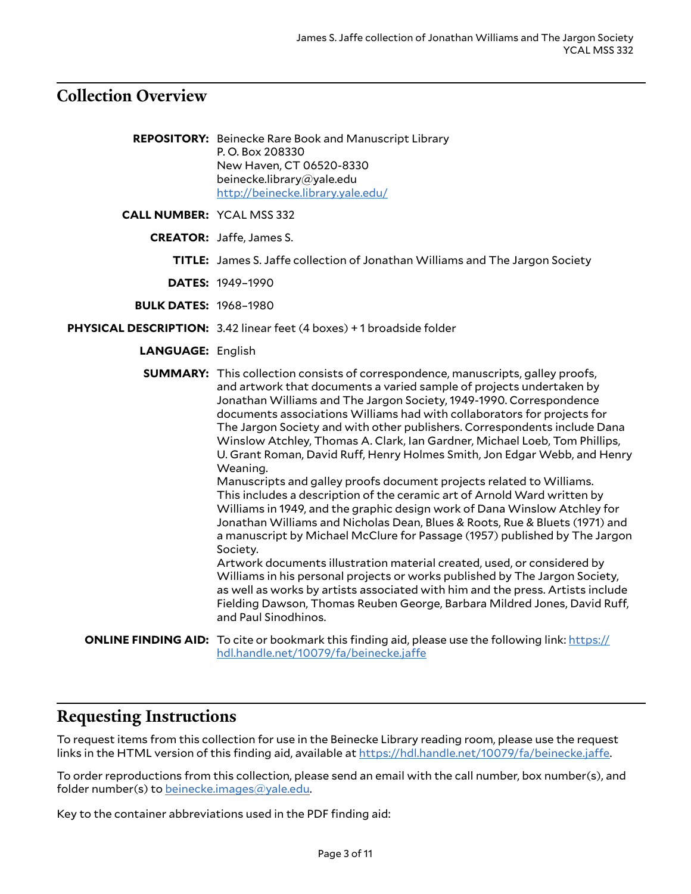## Collection Overview

**REPOSITORY:** Beinecke Rare Book and Manuscript Library
P. O. Box 208330
New Haven, CT 06520-8330
beinecke.library@yale.edu
[http://beinecke.library.yale.edu/](http://beinecke.library.yale.edu/)

**CALL NUMBER:** YCAL MSS 332

**CREATOR:** Jaffe, James S.

**TITLE:** James S. Jaffe collection of Jonathan Williams and The Jargon Society

**DATES:** 1949–1990

**BULK DATES:** 1968–1980

**PHYSICAL DESCRIPTION:** 3.42 linear feet (4 boxes) + 1 broadside folder

**LANGUAGE:** English

**SUMMARY:** This collection consists of correspondence, manuscripts, galley proofs, and artwork that documents a varied sample of projects undertaken by Jonathan Williams and The Jargon Society, 1949-1990. Correspondence documents associations Williams had with collaborators for projects for The Jargon Society and with other publishers. Correspondents include Dana Winslow Atchley, Thomas A. Clark, Ian Gardner, Michael Loeb, Tom Phillips, U. Grant Roman, David Ruff, Henry Holmes Smith, Jon Edgar Webb, and Henry Weaning.
Manuscripts and galley proofs document projects related to Williams. This includes a description of the ceramic art of Arnold Ward written by Williams in 1949, and the graphic design work of Dana Winslow Atchley for Jonathan Williams and Nicholas Dean, Blues & Roots, Rue & Bluets (1971) and a manuscript by Michael McClure for Passage (1957) published by The Jargon Society.
Artwork documents illustration material created, used, or considered by Williams in his personal projects or works published by The Jargon Society, as well as works by artists associated with him and the press. Artists include Fielding Dawson, Thomas Reuben George, Barbara Mildred Jones, David Ruff, and Paul Sinodhinos.

**ONLINE FINDING AID:** To cite or bookmark this finding aid, please use the following link: [https://hdl.handle.net/10079/fa/beinecke.jaffe](https://hdl.handle.net/10079/fa/beinecke.jaffe)

## Requesting Instructions

To request items from this collection for use in the Beinecke Library reading room, please use the request links in the HTML version of this finding aid, available at [https://hdl.handle.net/10079/fa/beinecke.jaffe](https://hdl.handle.net/10079/fa/beinecke.jaffe).

To order reproductions from this collection, please send an email with the call number, box number(s), and folder number(s) to [beinecke.images@yale.edu](mailto:beinecke.images@yale.edu).

Key to the container abbreviations used in the PDF finding aid: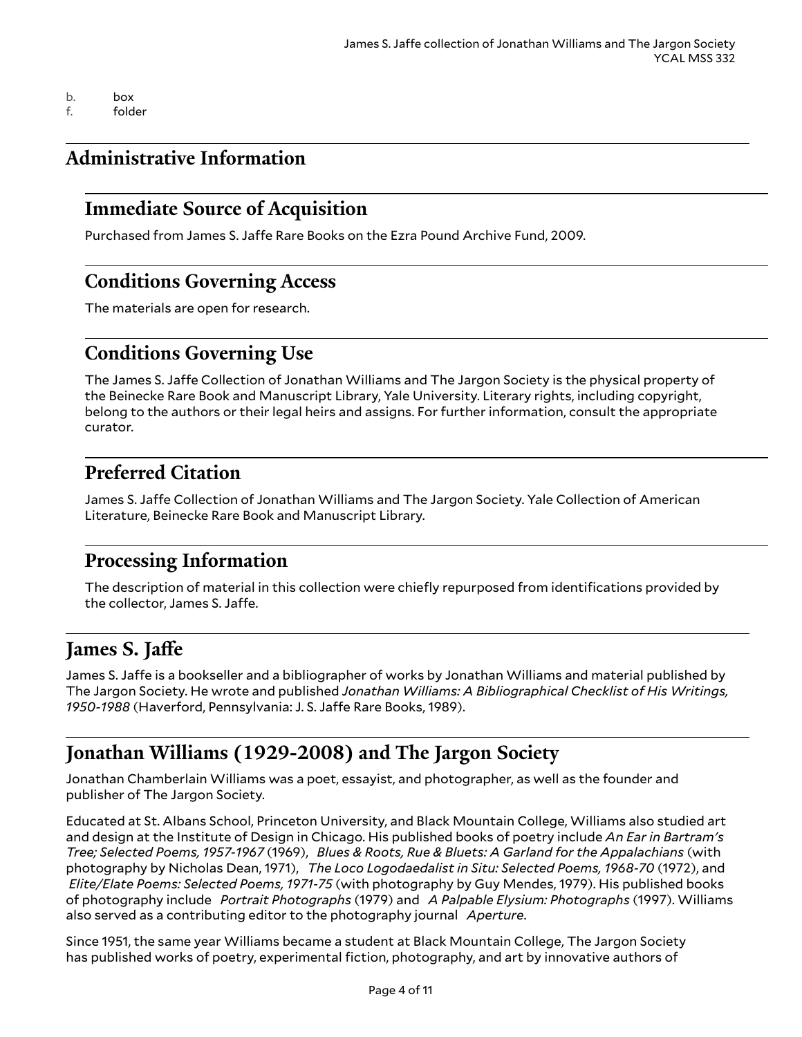b. box
f. folder

## Administrative Information

### Immediate Source of Acquisition

Purchased from James S. Jaffe Rare Books on the Ezra Pound Archive Fund, 2009.

### Conditions Governing Access

The materials are open for research.

### Conditions Governing Use

The James S. Jaffe Collection of Jonathan Williams and The Jargon Society is the physical property of the Beinecke Rare Book and Manuscript Library, Yale University. Literary rights, including copyright, belong to the authors or their legal heirs and assigns. For further information, consult the appropriate curator.

### Preferred Citation

James S. Jaffe Collection of Jonathan Williams and The Jargon Society. Yale Collection of American Literature, Beinecke Rare Book and Manuscript Library.

### Processing Information

The description of material in this collection were chiefly repurposed from identifications provided by the collector, James S. Jaffe.

## James S. Jaffe

James S. Jaffe is a bookseller and a bibliographer of works by Jonathan Williams and material published by The Jargon Society. He wrote and published *Jonathan Williams: A Bibliographical Checklist of His Writings, 1950-1988* (Haverford, Pennsylvania: J. S. Jaffe Rare Books, 1989).

## Jonathan Williams (1929-2008) and The Jargon Society

Jonathan Chamberlain Williams was a poet, essayist, and photographer, as well as the founder and publisher of The Jargon Society.

Educated at St. Albans School, Princeton University, and Black Mountain College, Williams also studied art and design at the Institute of Design in Chicago. His published books of poetry include *An Ear in Bartram's Tree; Selected Poems, 1957-1967* (1969), *Blues & Roots, Rue & Bluets: A Garland for the Appalachians* (with photography by Nicholas Dean, 1971), *The Loco Logodaedalist in Situ: Selected Poems, 1968-70* (1972), and *Elite/Elate Poems: Selected Poems, 1971-75* (with photography by Guy Mendes, 1979). His published books of photography include *Portrait Photographs* (1979) and *A Palpable Elysium: Photographs* (1997). Williams also served as a contributing editor to the photography journal *Aperture*.

Since 1951, the same year Williams became a student at Black Mountain College, The Jargon Society has published works of poetry, experimental fiction, photography, and art by innovative authors of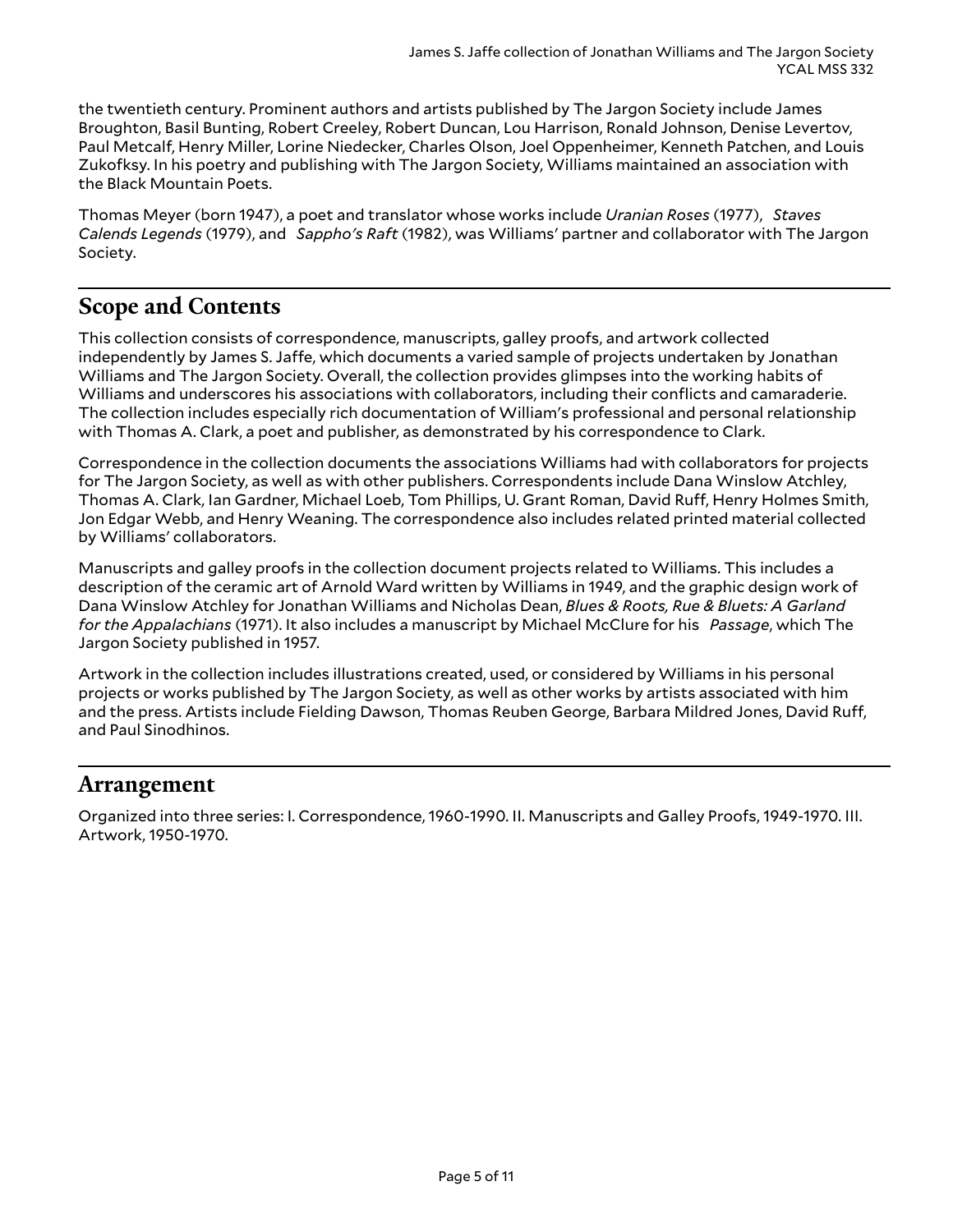the twentieth century. Prominent authors and artists published by The Jargon Society include James Broughton, Basil Bunting, Robert Creeley, Robert Duncan, Lou Harrison, Ronald Johnson, Denise Levertov, Paul Metcalf, Henry Miller, Lorine Niedecker, Charles Olson, Joel Oppenheimer, Kenneth Patchen, and Louis Zukofksy. In his poetry and publishing with The Jargon Society, Williams maintained an association with the Black Mountain Poets.

Thomas Meyer (born 1947), a poet and translator whose works include *Uranian Roses* (1977), *Staves Calends Legends* (1979), and *Sappho's Raft* (1982), was Williams' partner and collaborator with The Jargon Society.

## Scope and Contents

This collection consists of correspondence, manuscripts, galley proofs, and artwork collected independently by James S. Jaffe, which documents a varied sample of projects undertaken by Jonathan Williams and The Jargon Society. Overall, the collection provides glimpses into the working habits of Williams and underscores his associations with collaborators, including their conflicts and camaraderie. The collection includes especially rich documentation of William's professional and personal relationship with Thomas A. Clark, a poet and publisher, as demonstrated by his correspondence to Clark.

Correspondence in the collection documents the associations Williams had with collaborators for projects for The Jargon Society, as well as with other publishers. Correspondents include Dana Winslow Atchley, Thomas A. Clark, Ian Gardner, Michael Loeb, Tom Phillips, U. Grant Roman, David Ruff, Henry Holmes Smith, Jon Edgar Webb, and Henry Weaning. The correspondence also includes related printed material collected by Williams' collaborators.

Manuscripts and galley proofs in the collection document projects related to Williams. This includes a description of the ceramic art of Arnold Ward written by Williams in 1949, and the graphic design work of Dana Winslow Atchley for Jonathan Williams and Nicholas Dean, *Blues & Roots, Rue & Bluets: A Garland for the Appalachians* (1971). It also includes a manuscript by Michael McClure for his *Passage*, which The Jargon Society published in 1957.

Artwork in the collection includes illustrations created, used, or considered by Williams in his personal projects or works published by The Jargon Society, as well as other works by artists associated with him and the press. Artists include Fielding Dawson, Thomas Reuben George, Barbara Mildred Jones, David Ruff, and Paul Sinodhinos.

## Arrangement

Organized into three series: I. Correspondence, 1960-1990. II. Manuscripts and Galley Proofs, 1949-1970. III. Artwork, 1950-1970.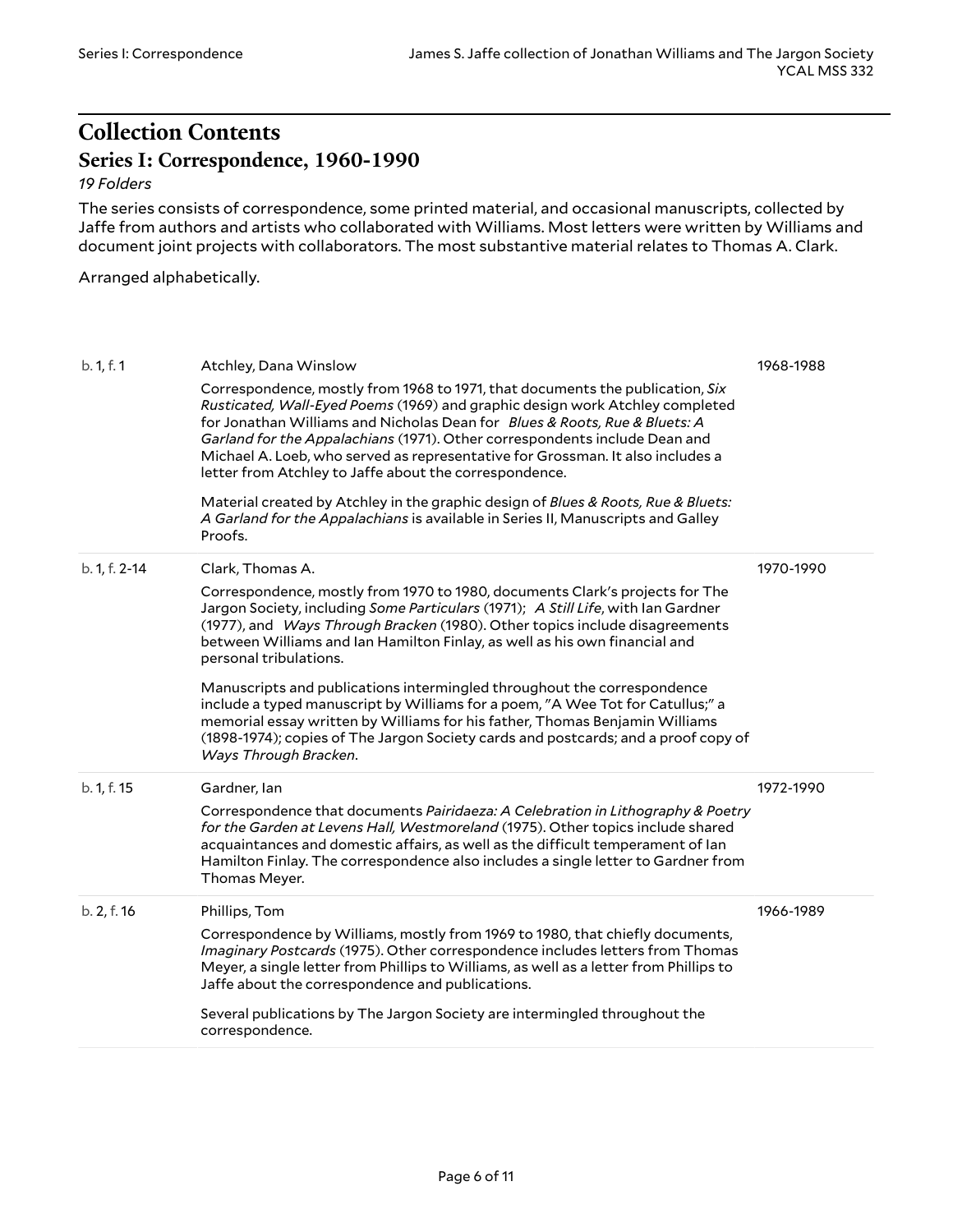# Collection Contents

## Series I: Correspondence, 1960-1990

*19 Folders*

The series consists of correspondence, some printed material, and occasional manuscripts, collected by Jaffe from authors and artists who collaborated with Williams. Most letters were written by Williams and document joint projects with collaborators. The most substantive material relates to Thomas A. Clark.

Arranged alphabetically.

| | | |
|---|---|---|
| b. 1, f. 1 | Atchley, Dana Winslow<br><br>Correspondence, mostly from 1968 to 1971, that documents the publication, *Six Rusticated, Wall-Eyed Poems* (1969) and graphic design work Atchley completed for Jonathan Williams and Nicholas Dean for *Blues & Roots, Rue & Bluets: A Garland for the Appalachians* (1971). Other correspondents include Dean and Michael A. Loeb, who served as representative for Grossman. It also includes a letter from Atchley to Jaffe about the correspondence.<br><br>Material created by Atchley in the graphic design of *Blues & Roots, Rue & Bluets: A Garland for the Appalachians* is available in Series II, Manuscripts and Galley Proofs. | 1968-1988 |
| b. 1, f. 2-14 | Clark, Thomas A.<br><br>Correspondence, mostly from 1970 to 1980, documents Clark's projects for The Jargon Society, including *Some Particulars* (1971); *A Still Life*, with Ian Gardner (1977), and *Ways Through Bracken* (1980). Other topics include disagreements between Williams and Ian Hamilton Finlay, as well as his own financial and personal tribulations.<br><br>Manuscripts and publications intermingled throughout the correspondence include a typed manuscript by Williams for a poem, "A Wee Tot for Catullus;" a memorial essay written by Williams for his father, Thomas Benjamin Williams (1898-1974); copies of The Jargon Society cards and postcards; and a proof copy of *Ways Through Bracken*. | 1970-1990 |
| b. 1, f. 15 | Gardner, Ian<br><br>Correspondence that documents *Pairidaeza: A Celebration in Lithography & Poetry for the Garden at Levens Hall, Westmoreland* (1975). Other topics include shared acquaintances and domestic affairs, as well as the difficult temperament of Ian Hamilton Finlay. The correspondence also includes a single letter to Gardner from Thomas Meyer. | 1972-1990 |
| b. 2, f. 16 | Phillips, Tom<br><br>Correspondence by Williams, mostly from 1969 to 1980, that chiefly documents, *Imaginary Postcards* (1975). Other correspondence includes letters from Thomas Meyer, a single letter from Phillips to Williams, as well as a letter from Phillips to Jaffe about the correspondence and publications.<br><br>Several publications by The Jargon Society are intermingled throughout the correspondence. | 1966-1989 |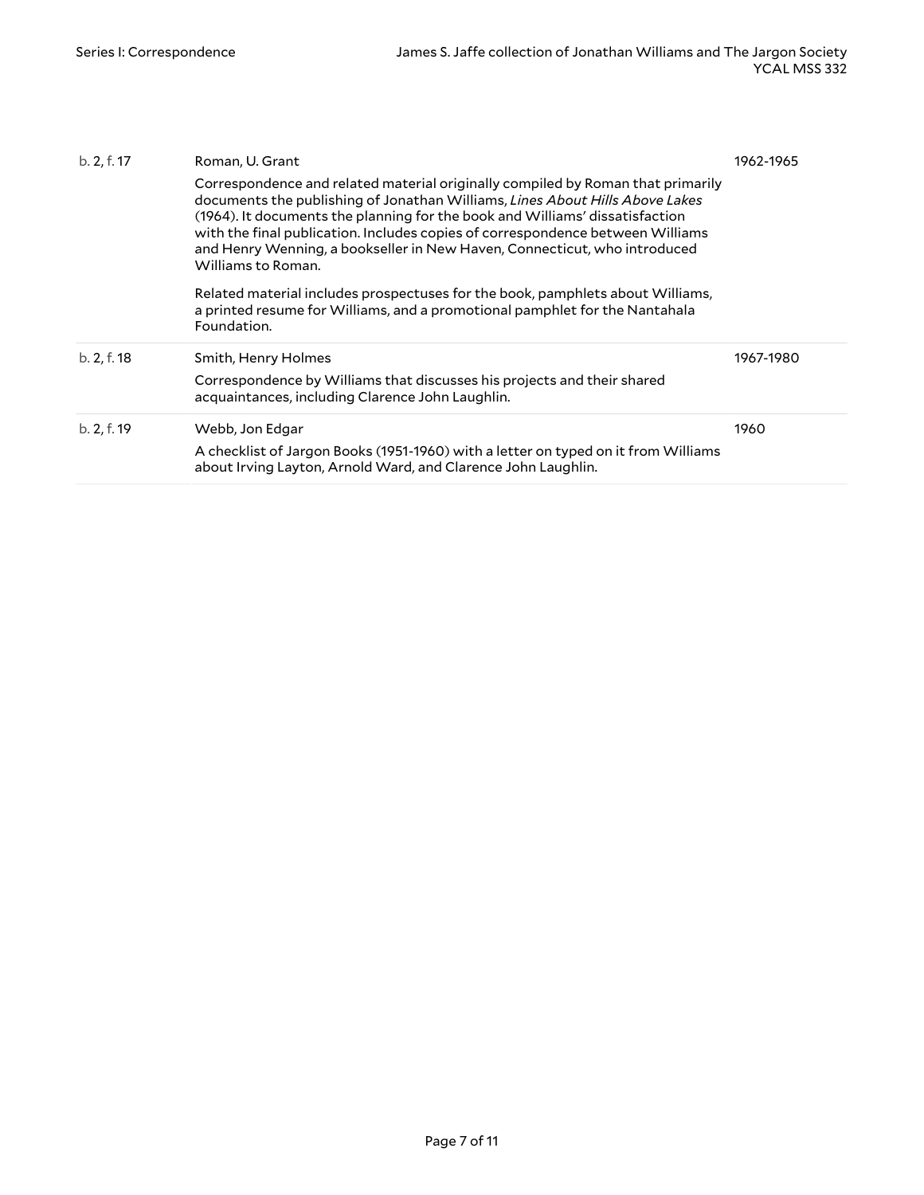| | | |
|---|---|---|
| b. 2, f. 17 | Roman, U. Grant<br><br>Correspondence and related material originally compiled by Roman that primarily documents the publishing of Jonathan Williams, *Lines About Hills Above Lakes* (1964). It documents the planning for the book and Williams' dissatisfaction with the final publication. Includes copies of correspondence between Williams and Henry Wenning, a bookseller in New Haven, Connecticut, who introduced Williams to Roman.<br><br>Related material includes prospectuses for the book, pamphlets about Williams, a printed resume for Williams, and a promotional pamphlet for the Nantahala Foundation. | 1962-1965 |
| b. 2, f. 18 | Smith, Henry Holmes<br><br>Correspondence by Williams that discusses his projects and their shared acquaintances, including Clarence John Laughlin. | 1967-1980 |
| b. 2, f. 19 | Webb, Jon Edgar<br><br>A checklist of Jargon Books (1951-1960) with a letter on typed on it from Williams about Irving Layton, Arnold Ward, and Clarence John Laughlin. | 1960 |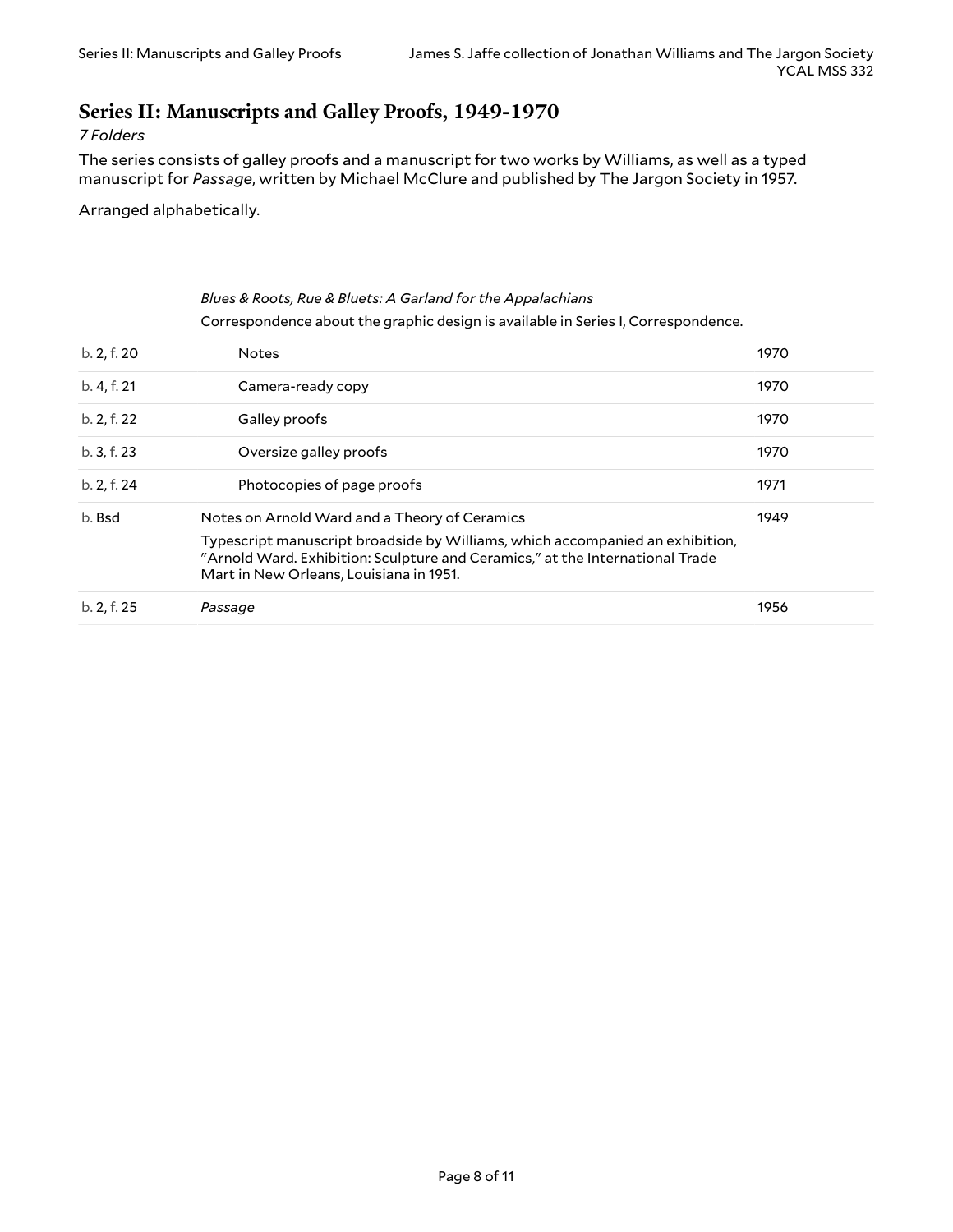## Series II: Manuscripts and Galley Proofs, 1949-1970

*7 Folders*

The series consists of galley proofs and a manuscript for two works by Williams, as well as a typed manuscript for *Passage*, written by Michael McClure and published by The Jargon Society in 1957.

Arranged alphabetically.

*Blues & Roots, Rue & Bluets: A Garland for the Appalachians*

Correspondence about the graphic design is available in Series I, Correspondence.

| Location | Title | Date |
|---|---|---|
| b. 2, f. 20 | Notes | 1970 |
| b. 4, f. 21 | Camera-ready copy | 1970 |
| b. 2, f. 22 | Galley proofs | 1970 |
| b. 3, f. 23 | Oversize galley proofs | 1970 |
| b. 2, f. 24 | Photocopies of page proofs | 1971 |
| b. Bsd | Notes on Arnold Ward and a Theory of Ceramics<br>Typescript manuscript broadside by Williams, which accompanied an exhibition, "Arnold Ward. Exhibition: Sculpture and Ceramics," at the International Trade Mart in New Orleans, Louisiana in 1951. | 1949 |
| b. 2, f. 25 | *Passage* | 1956 |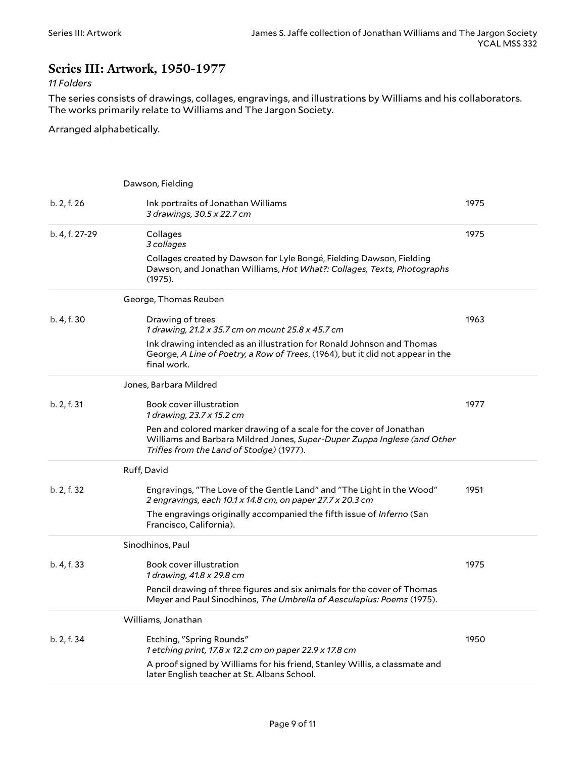## Series III: Artwork, 1950-1977

*11 Folders*

The series consists of drawings, collages, engravings, and illustrations by Williams and his collaborators. The works primarily relate to Williams and The Jargon Society.

Arranged alphabetically.

| Location | Description | Date |
| --- | --- | --- |
| | Dawson, Fielding | |
| b. 2, f. 26 | Ink portraits of Jonathan Williams<br>*3 drawings, 30.5 x 22.7 cm* | 1975 |
| b. 4, f. 27-29 | Collages<br>*3 collages*<br>Collages created by Dawson for Lyle Bongé, Fielding Dawson, Fielding Dawson, and Jonathan Williams, *Hot What?: Collages, Texts, Photographs* (1975). | 1975 |
| | George, Thomas Reuben | |
| b. 4, f. 30 | Drawing of trees<br>*1 drawing, 21.2 x 35.7 cm on mount 25.8 x 45.7 cm*<br>Ink drawing intended as an illustration for Ronald Johnson and Thomas George, *A Line of Poetry, a Row of Trees*, (1964), but it did not appear in the final work. | 1963 |
| | Jones, Barbara Mildred | |
| b. 2, f. 31 | Book cover illustration<br>*1 drawing, 23.7 x 15.2 cm*<br>Pen and colored marker drawing of a scale for the cover of Jonathan Williams and Barbara Mildred Jones, *Super-Duper Zuppa Inglese (and Other Trifles from the Land of Stodge)* (1977). | 1977 |
| | Ruff, David | |
| b. 2, f. 32 | Engravings, "The Love of the Gentle Land" and "The Light in the Wood"<br>*2 engravings, each 10.1 x 14.8 cm, on paper 27.7 x 20.3 cm*<br>The engravings originally accompanied the fifth issue of *Inferno* (San Francisco, California). | 1951 |
| | Sinodhinos, Paul | |
| b. 4, f. 33 | Book cover illustration<br>*1 drawing, 41.8 x 29.8 cm*<br>Pencil drawing of three figures and six animals for the cover of Thomas Meyer and Paul Sinodhinos, *The Umbrella of Aesculapius: Poems* (1975). | 1975 |
| | Williams, Jonathan | |
| b. 2, f. 34 | Etching, "Spring Rounds"<br>*1 etching print, 17.8 x 12.2 cm on paper 22.9 x 17.8 cm*<br>A proof signed by Williams for his friend, Stanley Willis, a classmate and later English teacher at St. Albans School. | 1950 |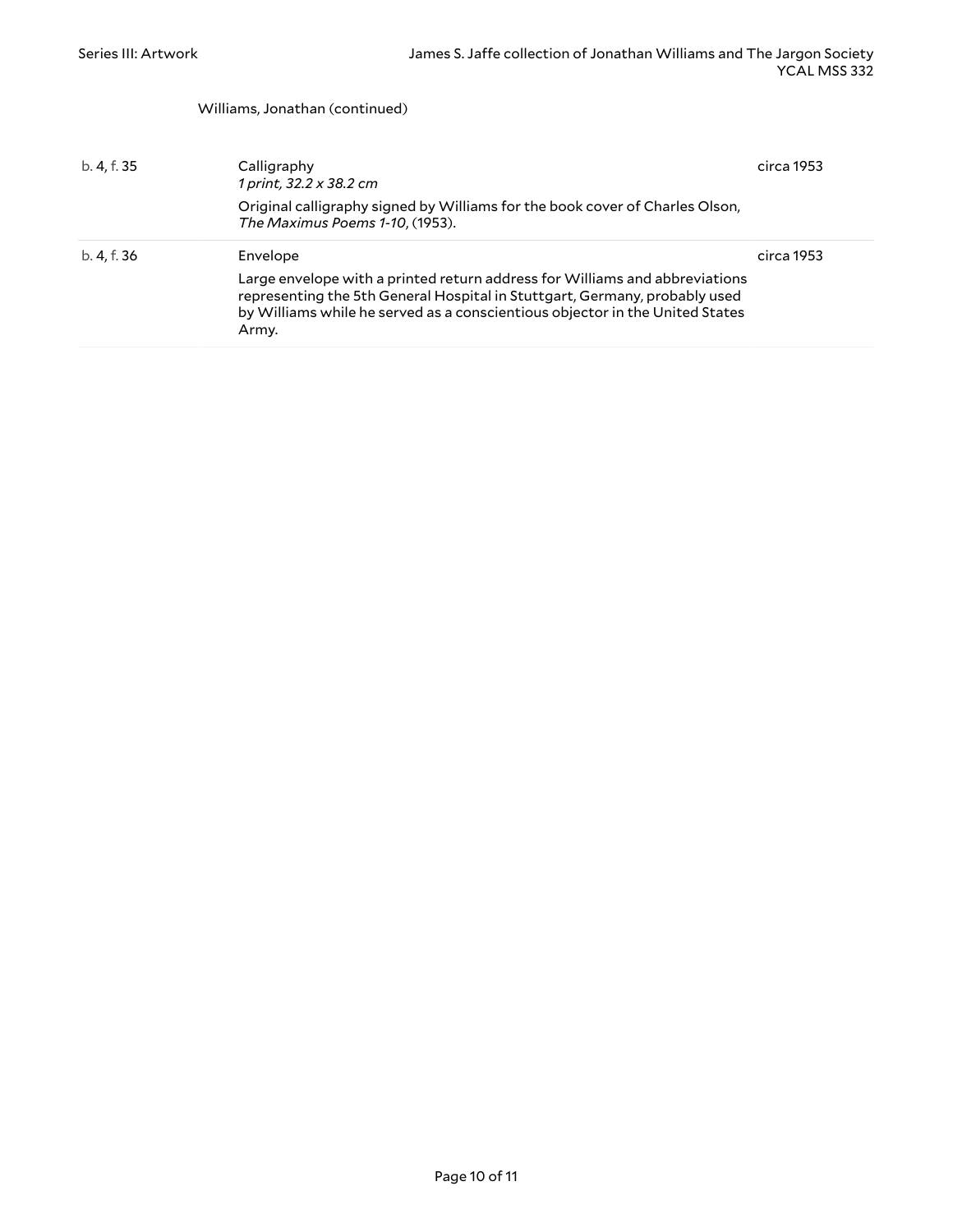Williams, Jonathan (continued)

| | | |
|---|---|---|
| b. 4, f. 35 | Calligraphy<br>*1 print, 32.2 x 38.2 cm*<br>Original calligraphy signed by Williams for the book cover of Charles Olson, *The Maximus Poems 1-10*, (1953). | circa 1953 |
| b. 4, f. 36 | Envelope<br>Large envelope with a printed return address for Williams and abbreviations representing the 5th General Hospital in Stuttgart, Germany, probably used by Williams while he served as a conscientious objector in the United States Army. | circa 1953 |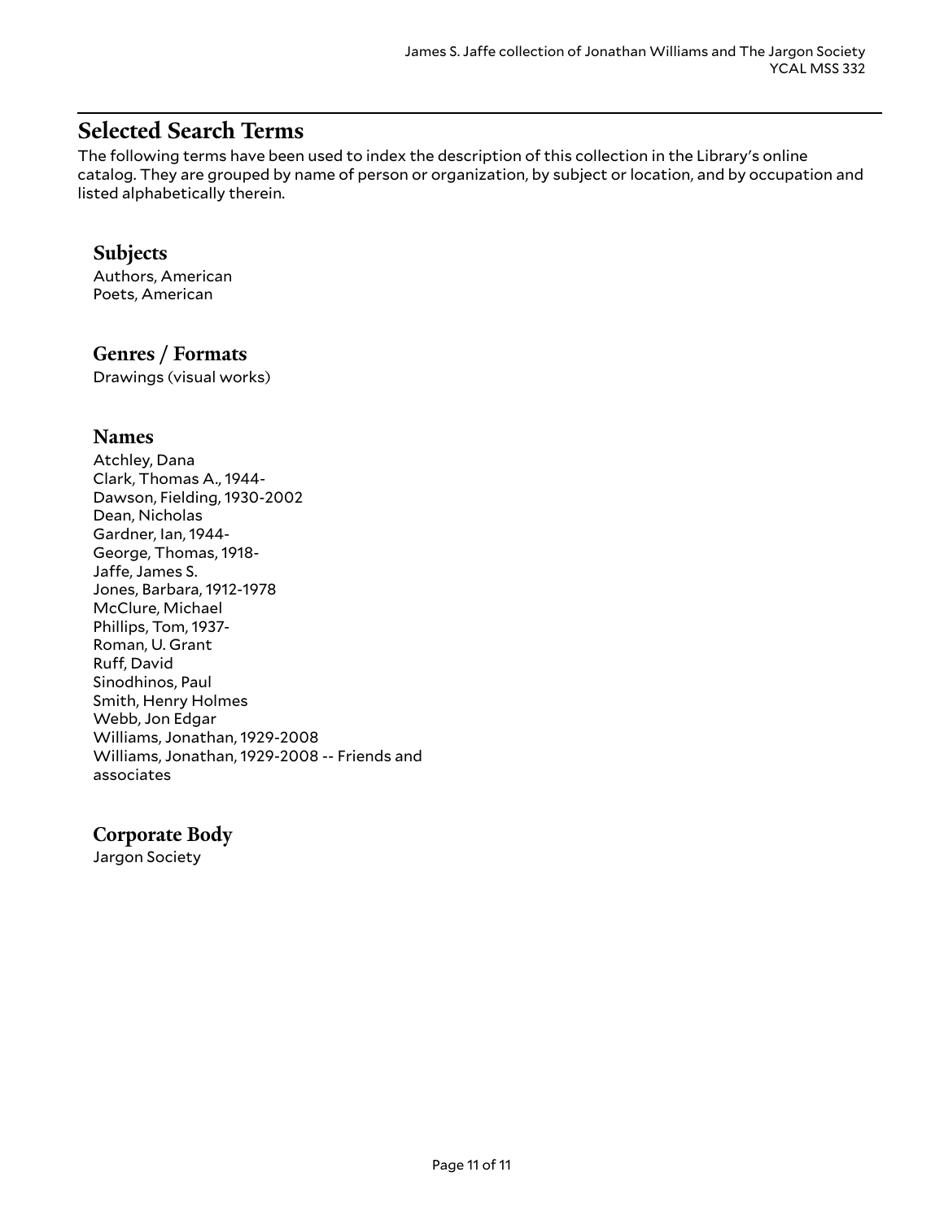## Selected Search Terms

The following terms have been used to index the description of this collection in the Library's online catalog. They are grouped by name of person or organization, by subject or location, and by occupation and listed alphabetically therein.

### Subjects

Authors, American
Poets, American

### Genres / Formats

Drawings (visual works)

### Names

Atchley, Dana
Clark, Thomas A., 1944-
Dawson, Fielding, 1930-2002
Dean, Nicholas
Gardner, Ian, 1944-
George, Thomas, 1918-
Jaffe, James S.
Jones, Barbara, 1912-1978
McClure, Michael
Phillips, Tom, 1937-
Roman, U. Grant
Ruff, David
Sinodhinos, Paul
Smith, Henry Holmes
Webb, Jon Edgar
Williams, Jonathan, 1929-2008
Williams, Jonathan, 1929-2008 -- Friends and associates

### Corporate Body

Jargon Society